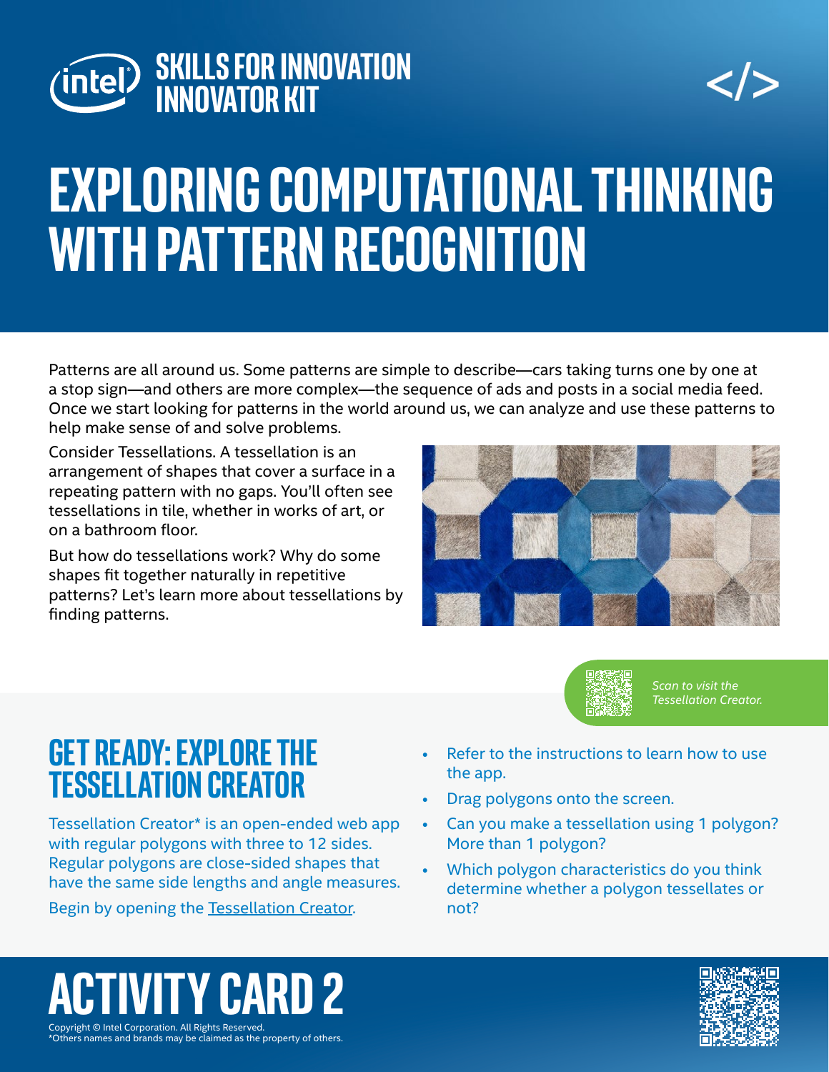# SKILLS FOR INNOVATION INNOVATOR KIT

# EXPLORING COMPUTATIONAL THINKING WITH PATTERN RECOGNITION

Patterns are all around us. Some patterns are simple to describe—cars taking turns one by one at a stop sign—and others are more complex—the sequence of ads and posts in a social media feed. Once we start looking for patterns in the world around us, we can analyze and use these patterns to help make sense of and solve problems.

Consider Tessellations. A tessellation is an arrangement of shapes that cover a surface in a repeating pattern with no gaps. You'll often see tessellations in tile, whether in works of art, or on a bathroom floor.

But how do tessellations work? Why do some shapes fit together naturally in repetitive patterns? Let's learn more about tessellations by finding patterns.

*Scan to visit the Tessellation Creator.*

## GET READY: EXPLORE THE TESSELLATION CREATOR

Tessellation Creator* is an open-ended web app with regular polygons with three to 12 sides. Regular polygons are close-sided shapes that have the same side lengths and angle measures.

Begin by opening the Tessellation Creator.

- Refer to the instructions to learn how to use the app.
- Drag polygons onto the screen.
- Can you make a tessellation using 1 polygon? More than 1 polygon?
- Which polygon characteristics do you think determine whether a polygon tessellates or not?

# ACTIVITY CARD 2

Copyright © Intel Corporation. All Rights Reserved.
*Others names and brands may be claimed as the property of others.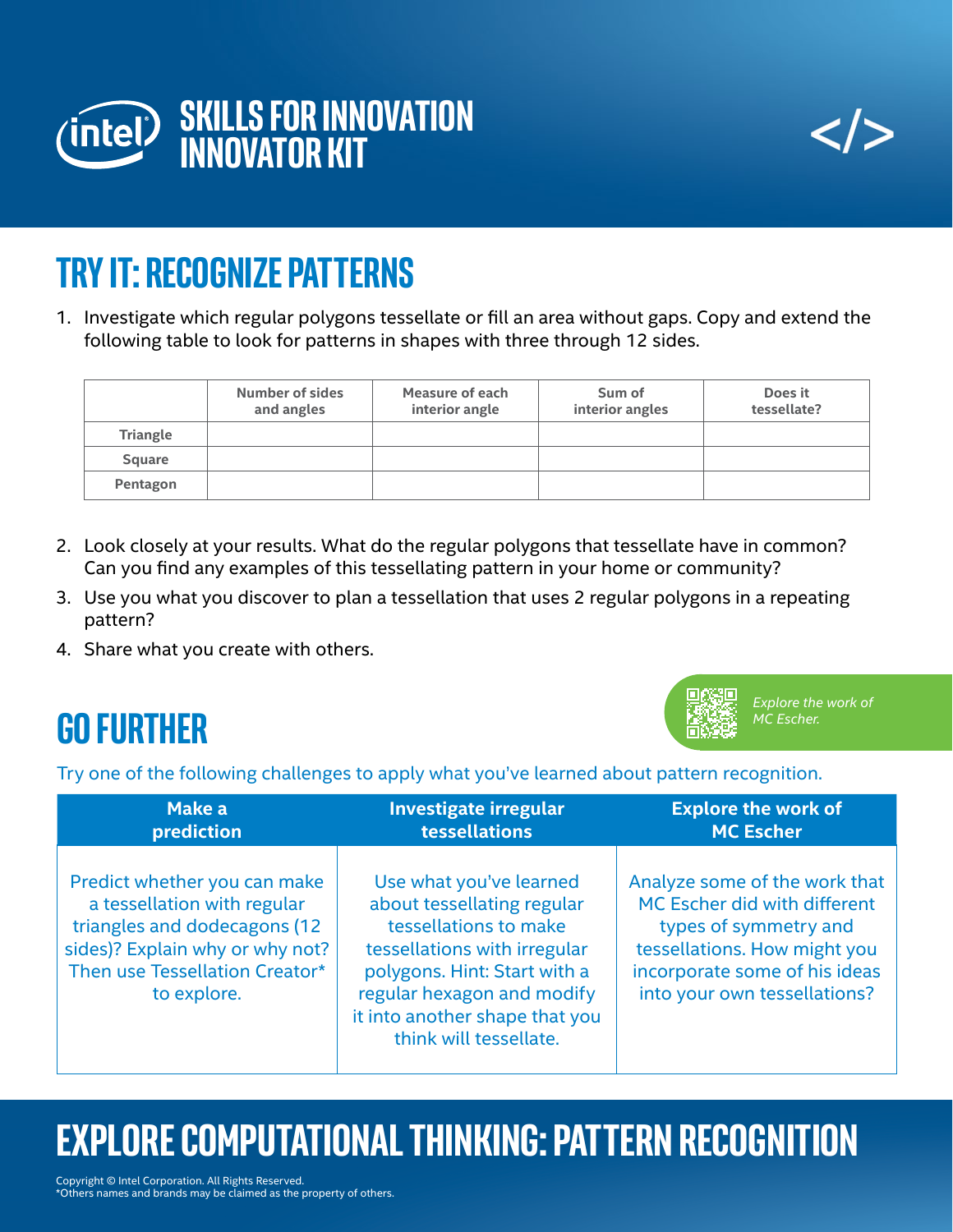# SKILLS FOR INNOVATION INNOVATOR KIT

## TRY IT: RECOGNIZE PATTERNS

1. Investigate which regular polygons tessellate or fill an area without gaps. Copy and extend the following table to look for patterns in shapes with three through 12 sides.

| | Number of sides and angles | Measure of each interior angle | Sum of interior angles | Does it tessellate? |
|---|---|---|---|---|
| Triangle | | | | |
| Square | | | | |
| Pentagon | | | | |

2. Look closely at your results. What do the regular polygons that tessellate have in common? Can you find any examples of this tessellating pattern in your home or community?
3. Use you what you discover to plan a tessellation that uses 2 regular polygons in a repeating pattern?
4. Share what you create with others.

## GO FURTHER

*Explore the work of MC Escher.*

Try one of the following challenges to apply what you've learned about pattern recognition.

| Make a prediction | Investigate irregular tessellations | Explore the work of MC Escher |
|---|---|---|
| Predict whether you can make a tessellation with regular triangles and dodecagons (12 sides)? Explain why or why not? Then use Tessellation Creator* to explore. | Use what you've learned about tessellating regular tessellations to make tessellations with irregular polygons. Hint: Start with a regular hexagon and modify it into another shape that you think will tessellate. | Analyze some of the work that MC Escher did with different types of symmetry and tessellations. How might you incorporate some of his ideas into your own tessellations? |

## EXPLORE COMPUTATIONAL THINKING: PATTERN RECOGNITION

Copyright © Intel Corporation. All Rights Reserved.
*Others names and brands may be claimed as the property of others.